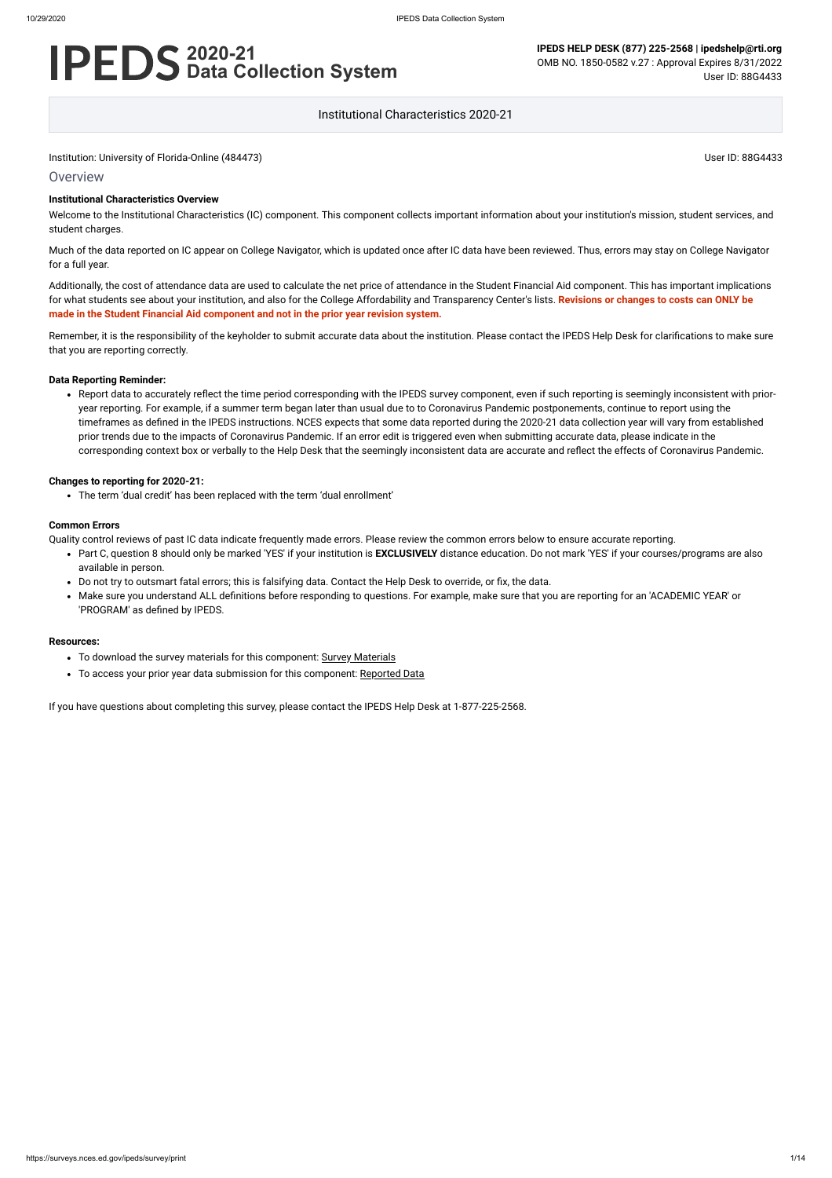# IPEDS 2020-21 Data Collection System

**IPEDS HELP DESK (877) 225-2568 | ipedshelp@rti.org**
OMB NO. 1850-0582 v.27 : Approval Expires 8/31/2022
User ID: 88G4433

Institutional Characteristics 2020-21

Institution: University of Florida-Online (484473) User ID: 88G4433

## Overview

### Institutional Characteristics Overview

Welcome to the Institutional Characteristics (IC) component. This component collects important information about your institution's mission, student services, and student charges.

Much of the data reported on IC appear on College Navigator, which is updated once after IC data have been reviewed. Thus, errors may stay on College Navigator for a full year.

Additionally, the cost of attendance data are used to calculate the net price of attendance in the Student Financial Aid component. This has important implications for what students see about your institution, and also for the College Affordability and Transparency Center's lists. **Revisions or changes to costs can ONLY be made in the Student Financial Aid component and not in the prior year revision system.**

Remember, it is the responsibility of the keyholder to submit accurate data about the institution. Please contact the IPEDS Help Desk for clarifications to make sure that you are reporting correctly.

### Data Reporting Reminder:

- Report data to accurately reflect the time period corresponding with the IPEDS survey component, even if such reporting is seemingly inconsistent with prior-year reporting. For example, if a summer term began later than usual due to to Coronavirus Pandemic postponements, continue to report using the timeframes as defined in the IPEDS instructions. NCES expects that some data reported during the 2020-21 data collection year will vary from established prior trends due to the impacts of Coronavirus Pandemic. If an error edit is triggered even when submitting accurate data, please indicate in the corresponding context box or verbally to the Help Desk that the seemingly inconsistent data are accurate and reflect the effects of Coronavirus Pandemic.

### Changes to reporting for 2020-21:

- The term 'dual credit' has been replaced with the term 'dual enrollment'

### Common Errors

Quality control reviews of past IC data indicate frequently made errors. Please review the common errors below to ensure accurate reporting.

- Part C, question 8 should only be marked 'YES' if your institution is **EXCLUSIVELY** distance education. Do not mark 'YES' if your courses/programs are also available in person.
- Do not try to outsmart fatal errors; this is falsifying data. Contact the Help Desk to override, or fix, the data.
- Make sure you understand ALL definitions before responding to questions. For example, make sure that you are reporting for an 'ACADEMIC YEAR' or 'PROGRAM' as defined by IPEDS.

### Resources:

- To download the survey materials for this component: Survey Materials
- To access your prior year data submission for this component: Reported Data

If you have questions about completing this survey, please contact the IPEDS Help Desk at 1-877-225-2568.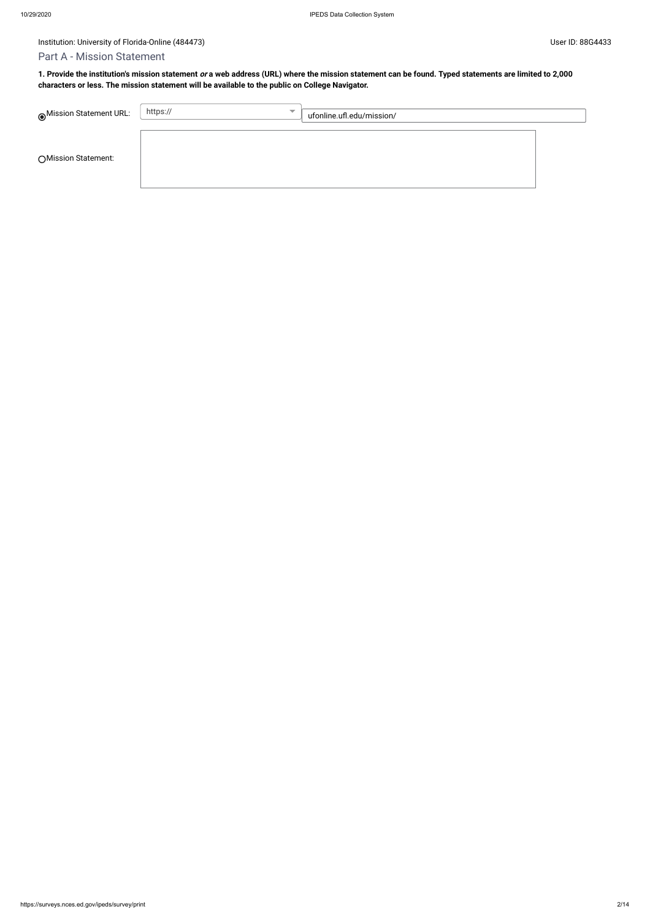Institution: University of Florida-Online (484473)

User ID: 88G4433

## Part A - Mission Statement

**1. Provide the institution's mission statement *or* a web address (URL) where the mission statement can be found. Typed statements are limited to 2,000 characters or less. The mission statement will be available to the public on College Navigator.**

| | | |
|---|---|---|
| ◉ Mission Statement URL: | https:// | ufonline.ufl.edu/mission/ |
| ○ Mission Statement: | | |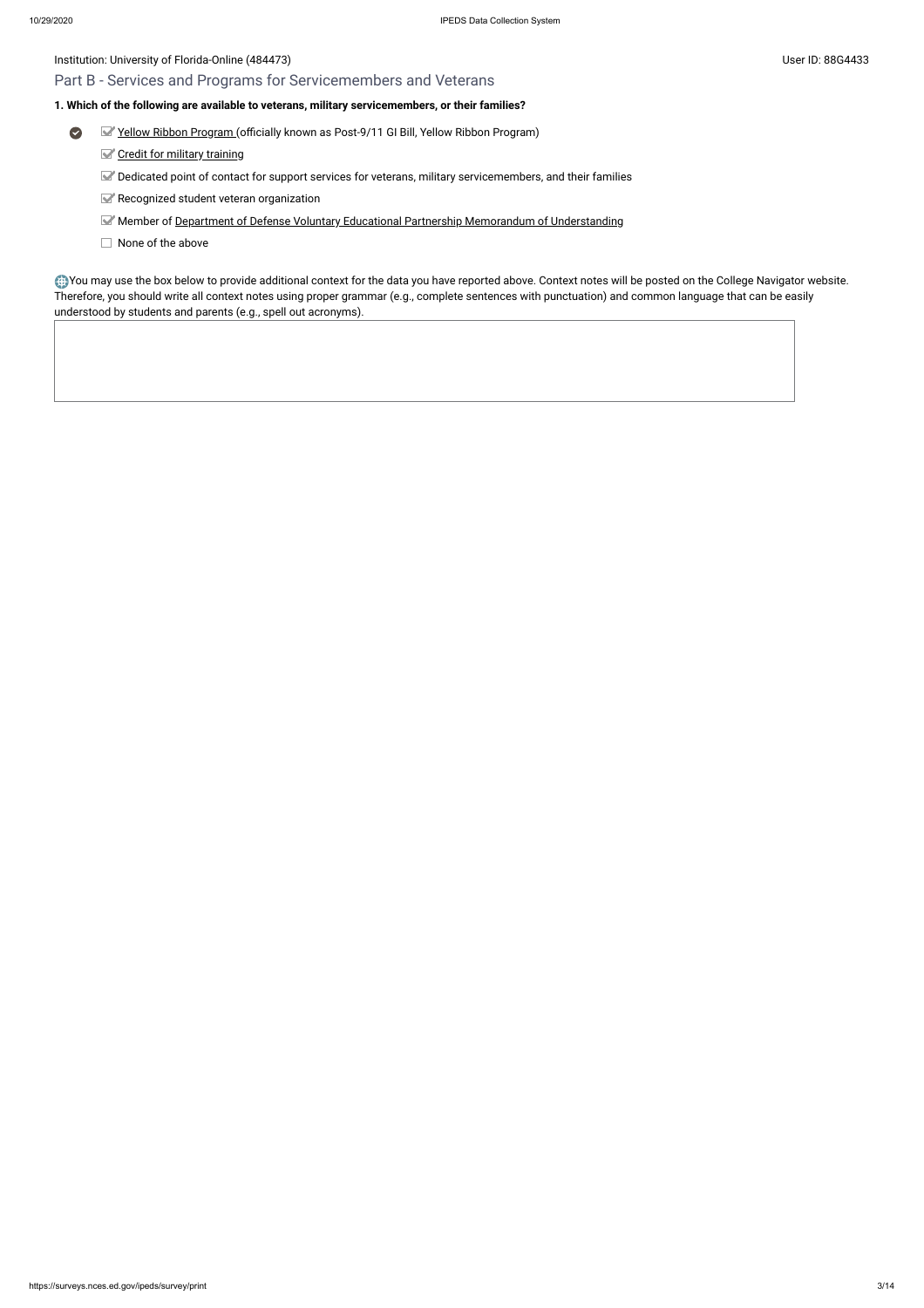Institution: University of Florida-Online (484473)

User ID: 88G4433

## Part B - Services and Programs for Servicemembers and Veterans

**1. Which of the following are available to veterans, military servicemembers, or their families?**

- [x] Yellow Ribbon Program (officially known as Post-9/11 GI Bill, Yellow Ribbon Program)
- [x] Credit for military training
- [x] Dedicated point of contact for support services for veterans, military servicemembers, and their families
- [x] Recognized student veteran organization
- [x] Member of Department of Defense Voluntary Educational Partnership Memorandum of Understanding
- [ ] None of the above

You may use the box below to provide additional context for the data you have reported above. Context notes will be posted on the College Navigator website. Therefore, you should write all context notes using proper grammar (e.g., complete sentences with punctuation) and common language that can be easily understood by students and parents (e.g., spell out acronyms).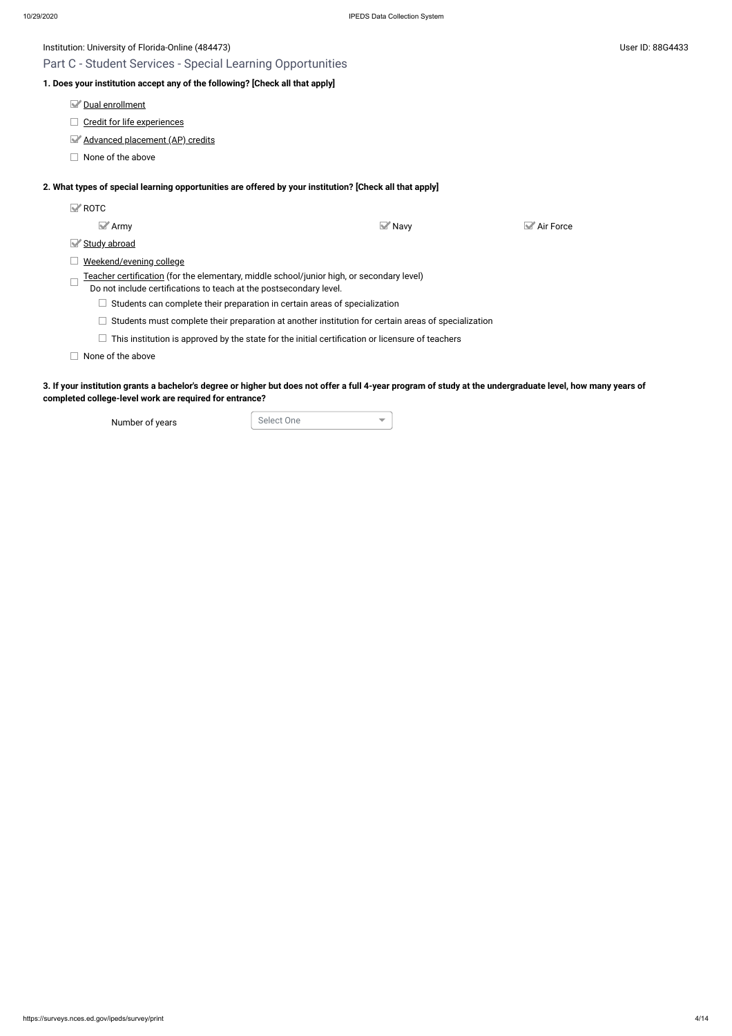Institution: University of Florida-Online (484473)

User ID: 88G4433

## Part C - Student Services - Special Learning Opportunities

**1. Does your institution accept any of the following? [Check all that apply]**

- [x] Dual enrollment
- [ ] Credit for life experiences
- [x] Advanced placement (AP) credits
- [ ] None of the above

**2. What types of special learning opportunities are offered by your institution? [Check all that apply]**

- [x] ROTC
  - [x] Army
  - [x] Navy
  - [x] Air Force
- [x] Study abroad
- [ ] Weekend/evening college
- [ ] Teacher certification (for the elementary, middle school/junior high, or secondary level)
  Do not include certifications to teach at the postsecondary level.
  - [ ] Students can complete their preparation in certain areas of specialization
  - [ ] Students must complete their preparation at another institution for certain areas of specialization
  - [ ] This institution is approved by the state for the initial certification or licensure of teachers
- [ ] None of the above

**3. If your institution grants a bachelor's degree or higher but does not offer a full 4-year program of study at the undergraduate level, how many years of completed college-level work are required for entrance?**

Number of years: Select One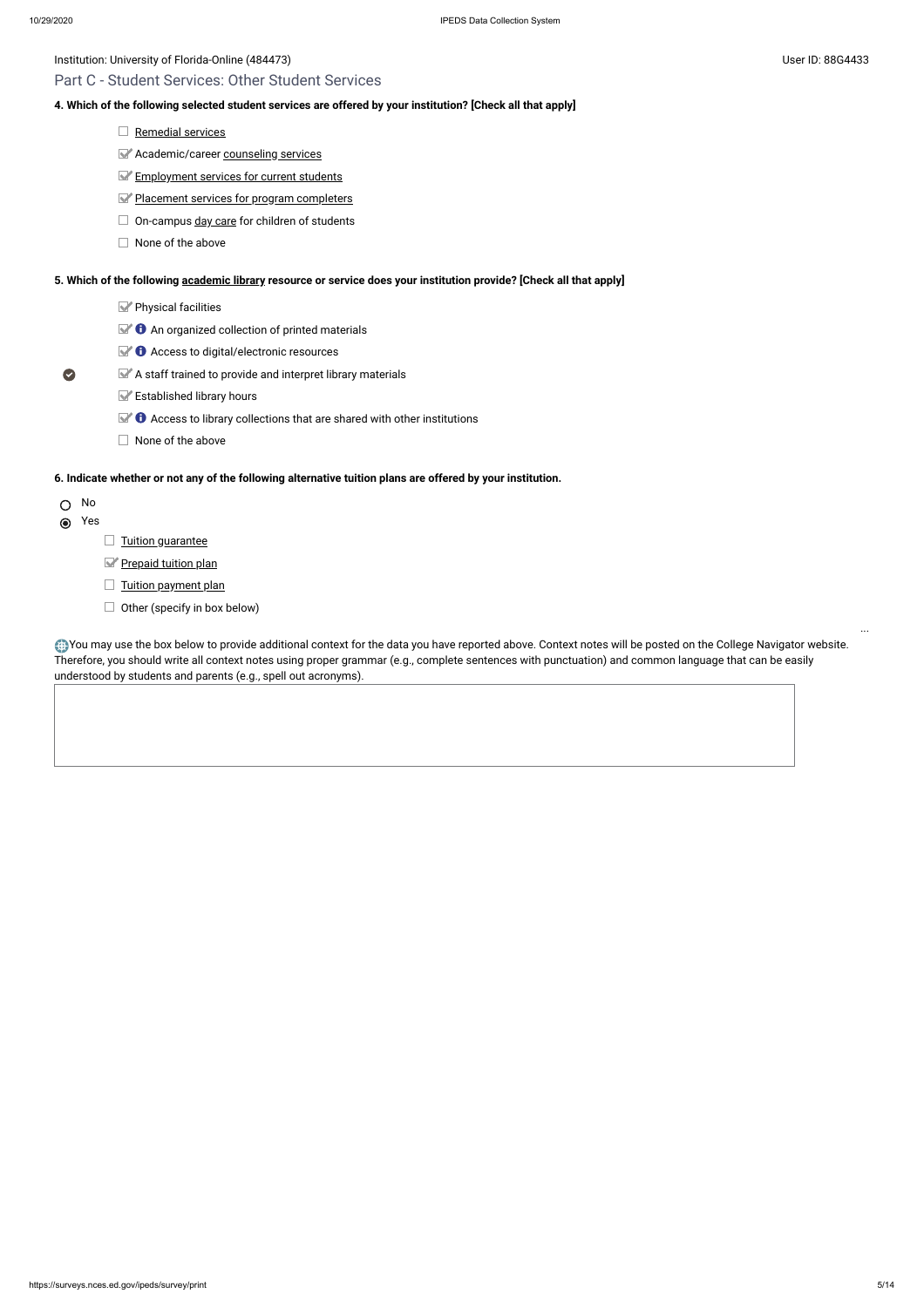Institution: University of Florida-Online (484473)

User ID: 88G4433

## Part C - Student Services: Other Student Services

**4. Which of the following selected student services are offered by your institution? [Check all that apply]**

- [ ] Remedial services
- [x] Academic/career counseling services
- [x] Employment services for current students
- [x] Placement services for program completers
- [ ] On-campus day care for children of students
- [ ] None of the above

**5. Which of the following academic library resource or service does your institution provide? [Check all that apply]**

- [x] Physical facilities
- [x] An organized collection of printed materials
- [x] Access to digital/electronic resources
- [x] A staff trained to provide and interpret library materials
- [x] Established library hours
- [x] Access to library collections that are shared with other institutions
- [ ] None of the above

**6. Indicate whether or not any of the following alternative tuition plans are offered by your institution.**

- ( ) No
- (•) Yes
  - [ ] Tuition guarantee
  - [x] Prepaid tuition plan
  - [ ] Tuition payment plan
  - [ ] Other (specify in box below)

You may use the box below to provide additional context for the data you have reported above. Context notes will be posted on the College Navigator website. Therefore, you should write all context notes using proper grammar (e.g., complete sentences with punctuation) and common language that can be easily understood by students and parents (e.g., spell out acronyms).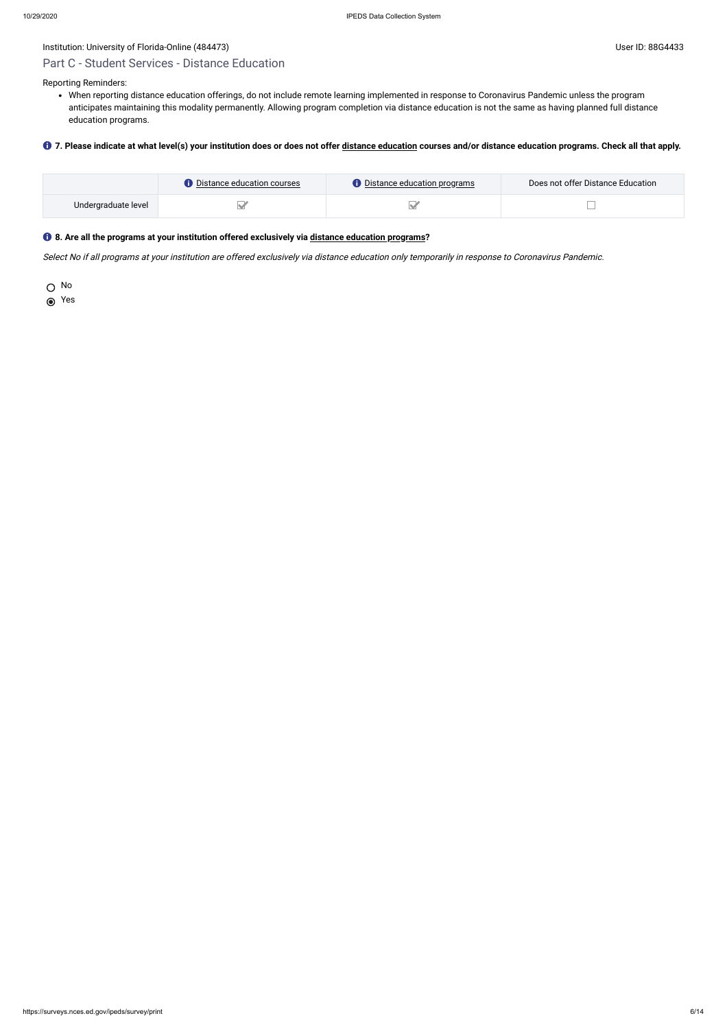Institution: University of Florida-Online (484473)

User ID: 88G4433

## Part C - Student Services - Distance Education

Reporting Reminders:

- When reporting distance education offerings, do not include remote learning implemented in response to Coronavirus Pandemic unless the program anticipates maintaining this modality permanently. Allowing program completion via distance education is not the same as having planned full distance education programs.

**7. Please indicate at what level(s) your institution does or does not offer distance education courses and/or distance education programs. Check all that apply.**

| | Distance education courses | Distance education programs | Does not offer Distance Education |
|---|---|---|---|
| Undergraduate level | ☑ | ☑ | ☐ |

**8. Are all the programs at your institution offered exclusively via distance education programs?**

*Select No if all programs at your institution are offered exclusively via distance education only temporarily in response to Coronavirus Pandemic.*

○ No

◉ Yes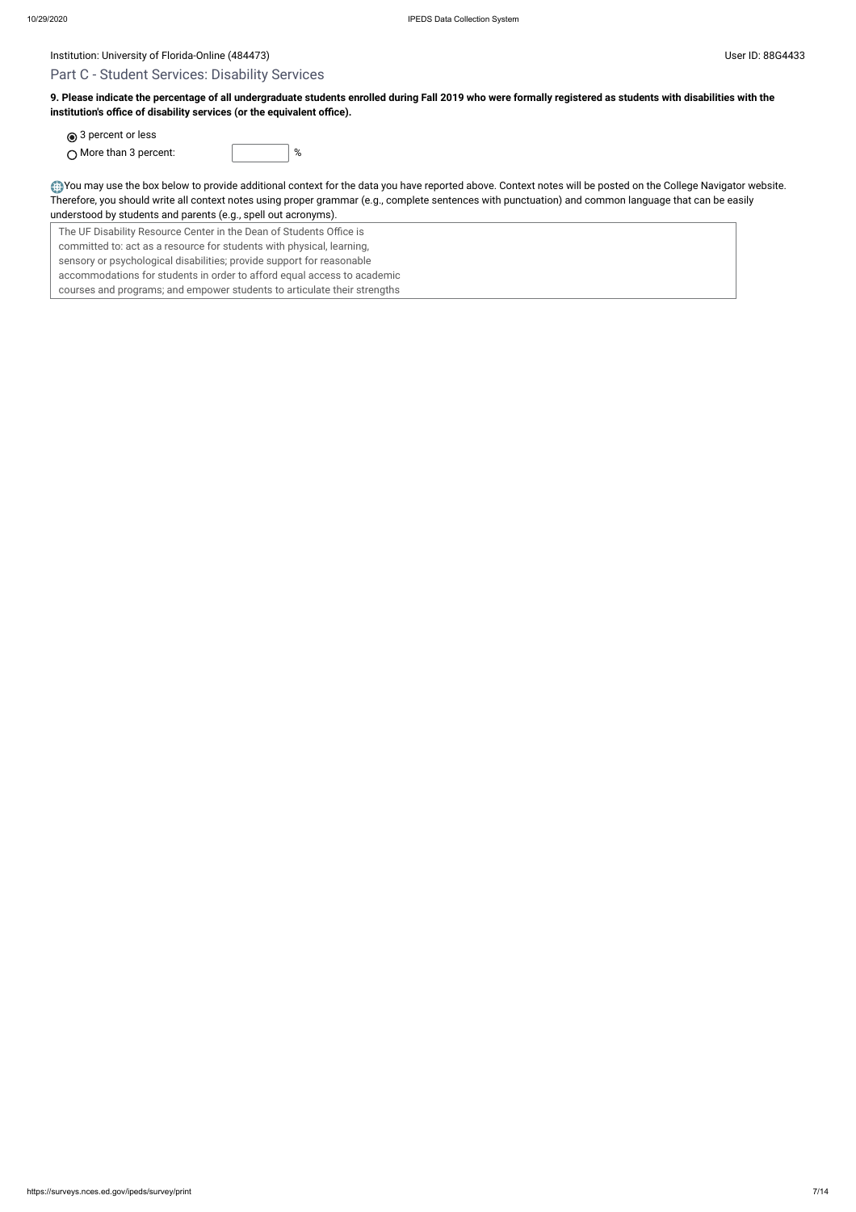Institution: University of Florida-Online (484473)

User ID: 88G4433

## Part C - Student Services: Disability Services

**9. Please indicate the percentage of all undergraduate students enrolled during Fall 2019 who were formally registered as students with disabilities with the institution's office of disability services (or the equivalent office).**

- (●) 3 percent or less
- ( ) More than 3 percent: ______ %

You may use the box below to provide additional context for the data you have reported above. Context notes will be posted on the College Navigator website. Therefore, you should write all context notes using proper grammar (e.g., complete sentences with punctuation) and common language that can be easily understood by students and parents (e.g., spell out acronyms).

The UF Disability Resource Center in the Dean of Students Office is committed to: act as a resource for students with physical, learning, sensory or psychological disabilities; provide support for reasonable accommodations for students in order to afford equal access to academic courses and programs; and empower students to articulate their strengths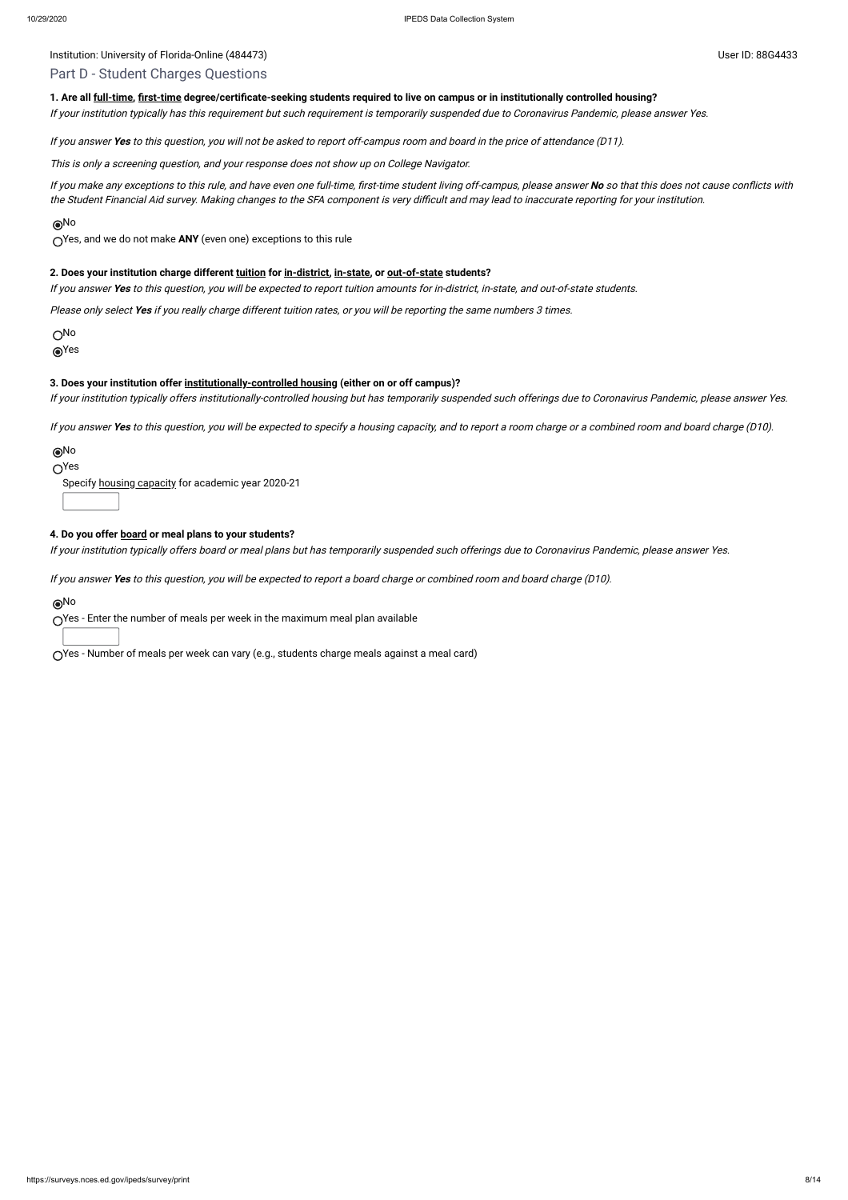Institution: University of Florida-Online (484473)

User ID: 88G4433

## Part D - Student Charges Questions

**1. Are all full-time, first-time degree/certificate-seeking students required to live on campus or in institutionally controlled housing?**

*If your institution typically has this requirement but such requirement is temporarily suspended due to Coronavirus Pandemic, please answer Yes.*

*If you answer **Yes** to this question, you will not be asked to report off-campus room and board in the price of attendance (D11).*

*This is only a screening question, and your response does not show up on College Navigator.*

*If you make any exceptions to this rule, and have even one full-time, first-time student living off-campus, please answer **No** so that this does not cause conflicts with the Student Financial Aid survey. Making changes to the SFA component is very difficult and may lead to inaccurate reporting for your institution.*

- (●) No
- ( ) Yes, and we do not make **ANY** (even one) exceptions to this rule

**2. Does your institution charge different tuition for in-district, in-state, or out-of-state students?**

*If you answer **Yes** to this question, you will be expected to report tuition amounts for in-district, in-state, and out-of-state students.*

*Please only select **Yes** if you really charge different tuition rates, or you will be reporting the same numbers 3 times.*

- ( ) No
- (●) Yes

**3. Does your institution offer institutionally-controlled housing (either on or off campus)?**

*If your institution typically offers institutionally-controlled housing but has temporarily suspended such offerings due to Coronavirus Pandemic, please answer Yes.*

*If you answer **Yes** to this question, you will be expected to specify a housing capacity, and to report a room charge or a combined room and board charge (D10).*

- (●) No
- ( ) Yes

  Specify housing capacity for academic year 2020-21 [ ]

**4. Do you offer board or meal plans to your students?**

*If your institution typically offers board or meal plans but has temporarily suspended such offerings due to Coronavirus Pandemic, please answer Yes.*

*If you answer **Yes** to this question, you will be expected to report a board charge or combined room and board charge (D10).*

- (●) No
- ( ) Yes - Enter the number of meals per week in the maximum meal plan available [ ]
- ( ) Yes - Number of meals per week can vary (e.g., students charge meals against a meal card)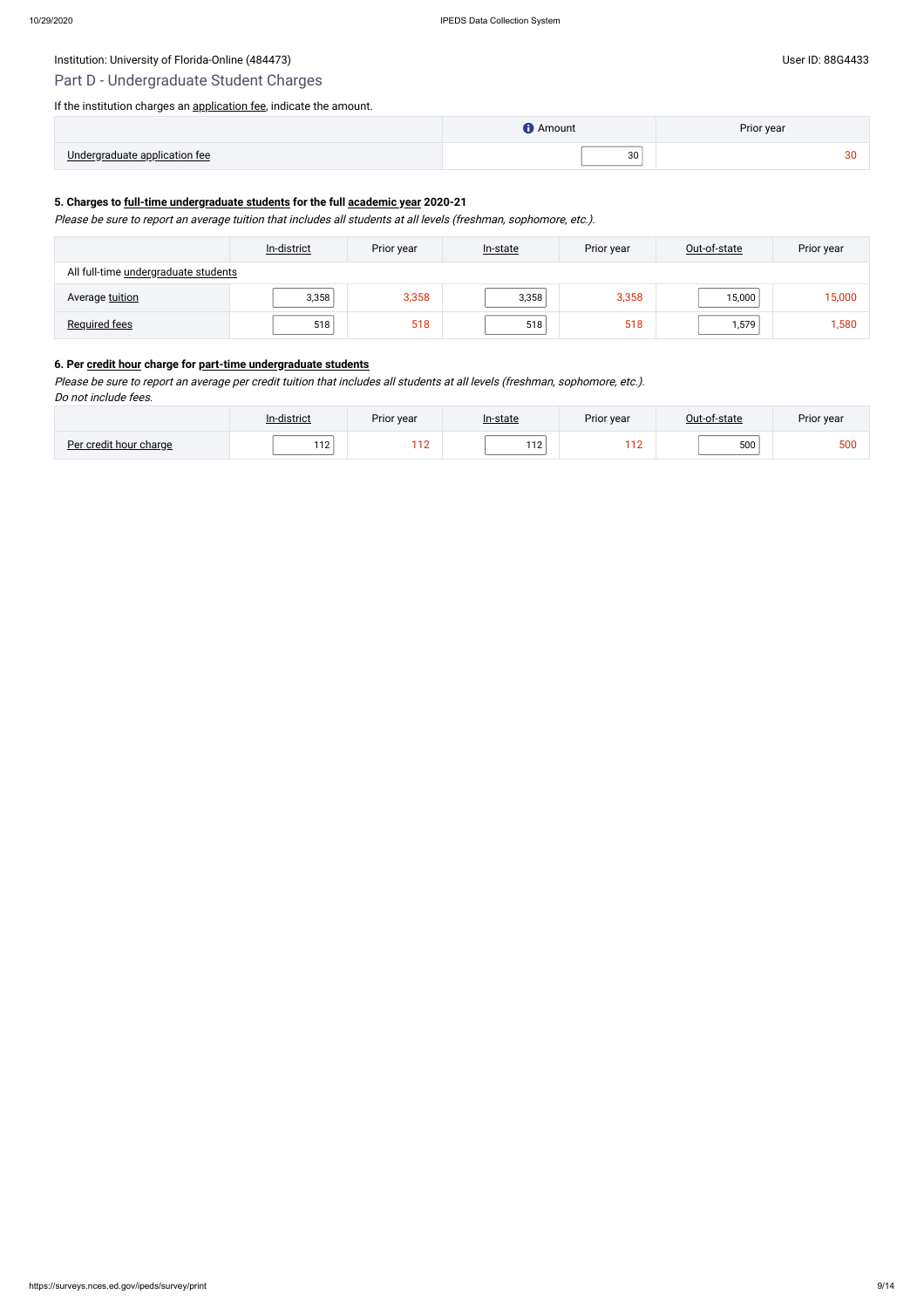Institution: University of Florida-Online (484473)

User ID: 88G4433

## Part D - Undergraduate Student Charges

If the institution charges an application fee, indicate the amount.

| | Amount | Prior year |
|---|---|---|
| Undergraduate application fee | 30 | 30 |

### 5. Charges to full-time undergraduate students for the full academic year 2020-21

*Please be sure to report an average tuition that includes all students at all levels (freshman, sophomore, etc.).*

| | In-district | Prior year | In-state | Prior year | Out-of-state | Prior year |
|---|---|---|---|---|---|---|
| All full-time undergraduate students | | | | | | |
| Average tuition | 3,358 | 3,358 | 3,358 | 3,358 | 15,000 | 15,000 |
| Required fees | 518 | 518 | 518 | 518 | 1,579 | 1,580 |

### 6. Per credit hour charge for part-time undergraduate students

*Please be sure to report an average per credit tuition that includes all students at all levels (freshman, sophomore, etc.).*
*Do not include fees.*

| | In-district | Prior year | In-state | Prior year | Out-of-state | Prior year |
|---|---|---|---|---|---|---|
| Per credit hour charge | 112 | 112 | 112 | 112 | 500 | 500 |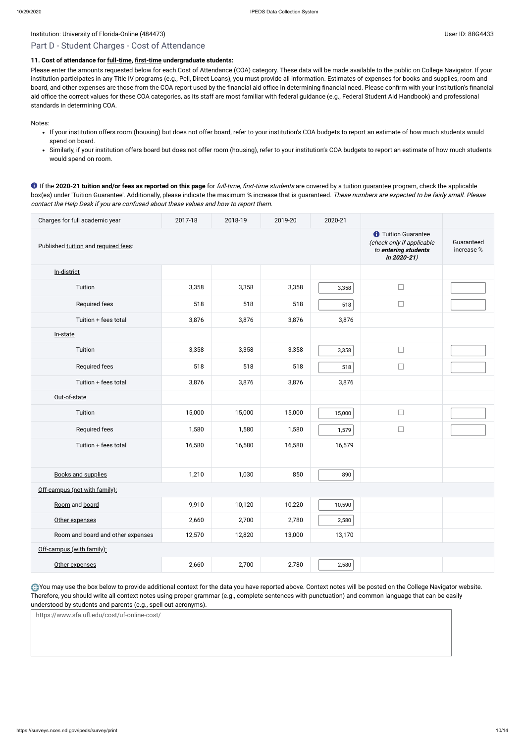Institution: University of Florida-Online (484473)

User ID: 88G4433

## Part D - Student Charges - Cost of Attendance

**11. Cost of attendance for full-time, first-time undergraduate students:**

Please enter the amounts requested below for each Cost of Attendance (COA) category. These data will be made available to the public on College Navigator. If your institution participates in any Title IV programs (e.g., Pell, Direct Loans), you must provide all information. Estimates of expenses for books and supplies, room and board, and other expenses are those from the COA report used by the financial aid office in determining financial need. Please confirm with your institution's financial aid office the correct values for these COA categories, as its staff are most familiar with federal guidance (e.g., Federal Student Aid Handbook) and professional standards in determining COA.

Notes:

- If your institution offers room (housing) but does not offer board, refer to your institution's COA budgets to report an estimate of how much students would spend on board.
- Similarly, if your institution offers board but does not offer room (housing), refer to your institution's COA budgets to report an estimate of how much students would spend on room.

If the **2020-21 tuition and/or fees as reported on this page** for *full-time, first-time students* are covered by a tuition guarantee program, check the applicable box(es) under 'Tuition Guarantee'. Additionally, please indicate the maximum % increase that is guaranteed. *These numbers are expected to be fairly small. Please contact the Help Desk if you are confused about these values and how to report them.*

| Charges for full academic year | 2017-18 | 2018-19 | 2019-20 | 2020-21 | | |
|---|---|---|---|---|---|---|
| Published tuition and required fees: | | | | | Tuition Guarantee *(check only if applicable to **entering students in 2020-21**)* | Guaranteed increase % |
| In-district | | | | | | |
| Tuition | 3,358 | 3,358 | 3,358 | 3,358 | ☐ | |
| Required fees | 518 | 518 | 518 | 518 | ☐ | |
| Tuition + fees total | 3,876 | 3,876 | 3,876 | 3,876 | | |
| In-state | | | | | | |
| Tuition | 3,358 | 3,358 | 3,358 | 3,358 | ☐ | |
| Required fees | 518 | 518 | 518 | 518 | ☐ | |
| Tuition + fees total | 3,876 | 3,876 | 3,876 | 3,876 | | |
| Out-of-state | | | | | | |
| Tuition | 15,000 | 15,000 | 15,000 | 15,000 | ☐ | |
| Required fees | 1,580 | 1,580 | 1,580 | 1,579 | ☐ | |
| Tuition + fees total | 16,580 | 16,580 | 16,580 | 16,579 | | |
| | | | | | | |
| Books and supplies | 1,210 | 1,030 | 850 | 890 | | |
| Off-campus (not with family): | | | | | | |
| Room and board | 9,910 | 10,120 | 10,220 | 10,590 | | |
| Other expenses | 2,660 | 2,700 | 2,780 | 2,580 | | |
| Room and board and other expenses | 12,570 | 12,820 | 13,000 | 13,170 | | |
| Off-campus (with family): | | | | | | |
| Other expenses | 2,660 | 2,700 | 2,780 | 2,580 | | |

You may use the box below to provide additional context for the data you have reported above. Context notes will be posted on the College Navigator website. Therefore, you should write all context notes using proper grammar (e.g., complete sentences with punctuation) and common language that can be easily understood by students and parents (e.g., spell out acronyms).

https://www.sfa.ufl.edu/cost/uf-online-cost/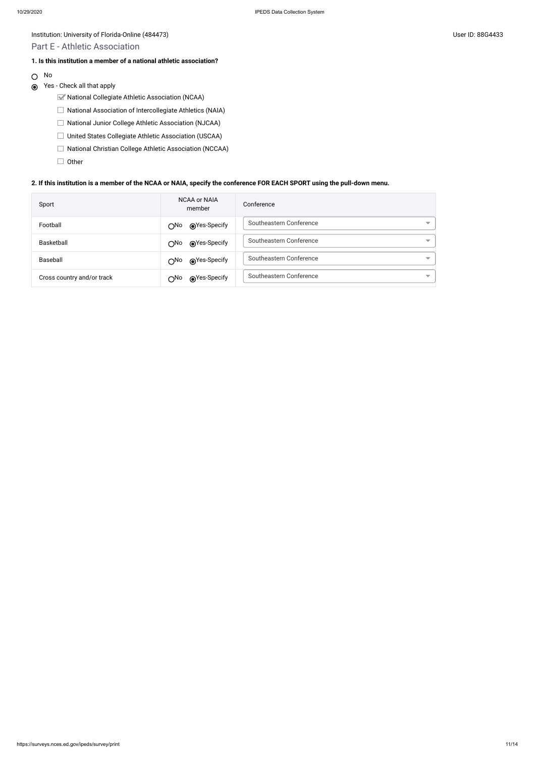Institution: University of Florida-Online (484473)

User ID: 88G4433

## Part E - Athletic Association

**1. Is this institution a member of a national athletic association?**

- ○ No
- ◉ Yes - Check all that apply
  - ☑ National Collegiate Athletic Association (NCAA)
  - ☐ National Association of Intercollegiate Athletics (NAIA)
  - ☐ National Junior College Athletic Association (NJCAA)
  - ☐ United States Collegiate Athletic Association (USCAA)
  - ☐ National Christian College Athletic Association (NCCAA)
  - ☐ Other

**2. If this institution is a member of the NCAA or NAIA, specify the conference FOR EACH SPORT using the pull-down menu.**

| Sport | NCAA or NAIA member | Conference |
|---|---|---|
| Football | ○No ◉Yes-Specify | Southeastern Conference |
| Basketball | ○No ◉Yes-Specify | Southeastern Conference |
| Baseball | ○No ◉Yes-Specify | Southeastern Conference |
| Cross country and/or track | ○No ◉Yes-Specify | Southeastern Conference |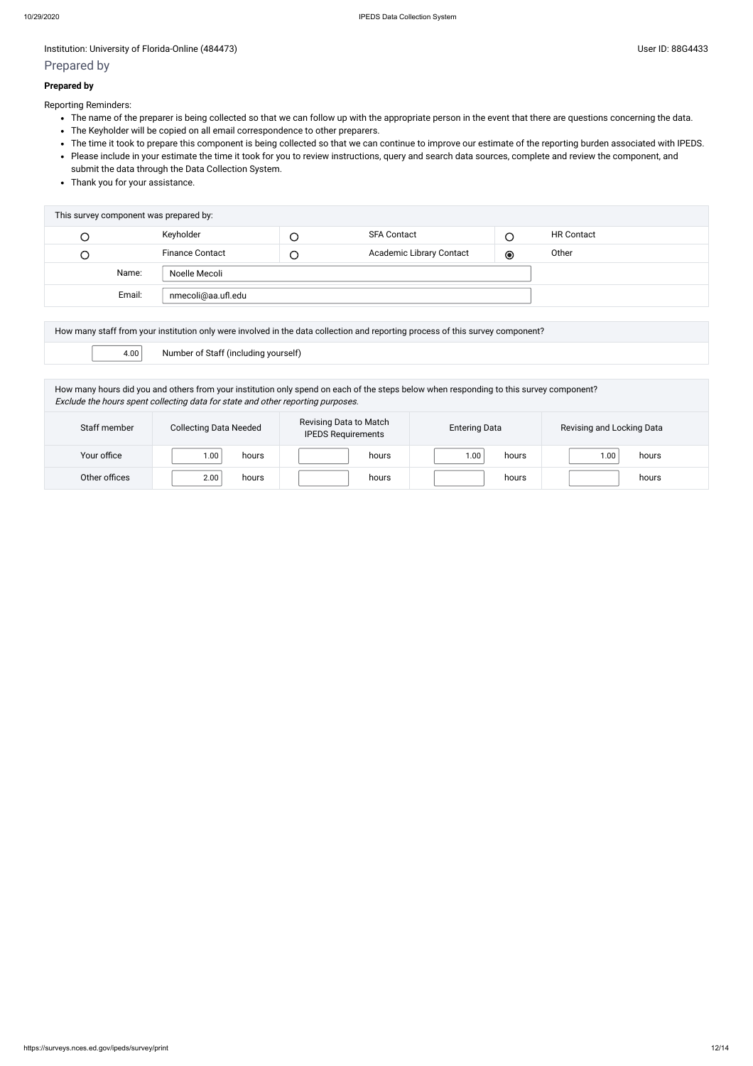Institution: University of Florida-Online (484473)

User ID: 88G4433

## Prepared by

**Prepared by**

Reporting Reminders:

- The name of the preparer is being collected so that we can follow up with the appropriate person in the event that there are questions concerning the data.
- The Keyholder will be copied on all email correspondence to other preparers.
- The time it took to prepare this component is being collected so that we can continue to improve our estimate of the reporting burden associated with IPEDS.
- Please include in your estimate the time it took for you to review instructions, query and search data sources, complete and review the component, and submit the data through the Data Collection System.
- Thank you for your assistance.

| This survey component was prepared by: | | | | | |
|---|---|---|---|---|---|
| ○ | Keyholder | ○ | SFA Contact | ○ | HR Contact |
| ○ | Finance Contact | ○ | Academic Library Contact | ◉ | Other |
| Name: | Noelle Mecoli | | | | |
| Email: | nmecoli@aa.ufl.edu | | | | |

| How many staff from your institution only were involved in the data collection and reporting process of this survey component? | |
|---|---|
| 4.00 | Number of Staff (including yourself) |

How many hours did you and others from your institution only spend on each of the steps below when responding to this survey component?
*Exclude the hours spent collecting data for state and other reporting purposes.*

| Staff member | Collecting Data Needed | Revising Data to Match IPEDS Requirements | Entering Data | Revising and Locking Data |
|---|---|---|---|---|
| Your office | 1.00 hours | hours | 1.00 hours | 1.00 hours |
| Other offices | 2.00 hours | hours | hours | hours |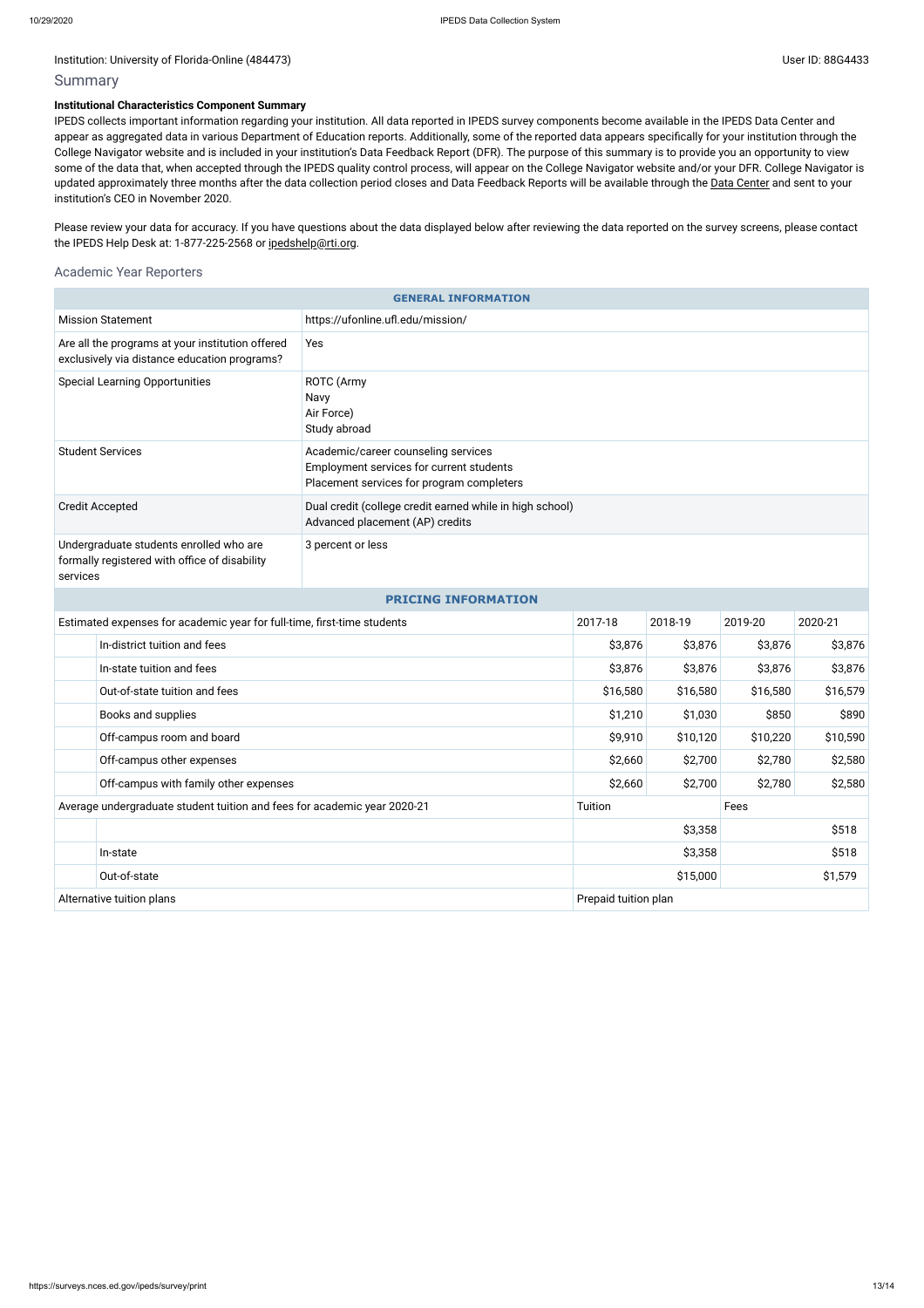Institution: University of Florida-Online (484473)

User ID: 88G4433

## Summary

**Institutional Characteristics Component Summary**

IPEDS collects important information regarding your institution. All data reported in IPEDS survey components become available in the IPEDS Data Center and appear as aggregated data in various Department of Education reports. Additionally, some of the reported data appears specifically for your institution through the College Navigator website and is included in your institution's Data Feedback Report (DFR). The purpose of this summary is to provide you an opportunity to view some of the data that, when accepted through the IPEDS quality control process, will appear on the College Navigator website and/or your DFR. College Navigator is updated approximately three months after the data collection period closes and Data Feedback Reports will be available through the Data Center and sent to your institution's CEO in November 2020.

Please review your data for accuracy. If you have questions about the data displayed below after reviewing the data reported on the survey screens, please contact the IPEDS Help Desk at: 1-877-225-2568 or ipedshelp@rti.org.

### Academic Year Reporters

| GENERAL INFORMATION | |
|---|---|
| Mission Statement | https://ufonline.ufl.edu/mission/ |
| Are all the programs at your institution offered exclusively via distance education programs? | Yes |
| Special Learning Opportunities | ROTC (Army<br>Navy<br>Air Force)<br>Study abroad |
| Student Services | Academic/career counseling services<br>Employment services for current students<br>Placement services for program completers |
| Credit Accepted | Dual credit (college credit earned while in high school)<br>Advanced placement (AP) credits |
| Undergraduate students enrolled who are formally registered with office of disability services | 3 percent or less |

| PRICING INFORMATION | | | | | |
|---|---|---|---|---|---|
| Estimated expenses for academic year for full-time, first-time students | | 2017-18 | 2018-19 | 2019-20 | 2020-21 |
| | In-district tuition and fees | $3,876 | $3,876 | $3,876 | $3,876 |
| | In-state tuition and fees | $3,876 | $3,876 | $3,876 | $3,876 |
| | Out-of-state tuition and fees | $16,580 | $16,580 | $16,580 | $16,579 |
| | Books and supplies | $1,210 | $1,030 | $850 | $890 |
| | Off-campus room and board | $9,910 | $10,120 | $10,220 | $10,590 |
| | Off-campus other expenses | $2,660 | $2,700 | $2,780 | $2,580 |
| | Off-campus with family other expenses | $2,660 | $2,700 | $2,780 | $2,580 |
| Average undergraduate student tuition and fees for academic year 2020-21 | | Tuition | | Fees | |
| | | | $3,358 | | $518 |
| | In-state | | $3,358 | | $518 |
| | Out-of-state | | $15,000 | | $1,579 |
| Alternative tuition plans | | Prepaid tuition plan | | | |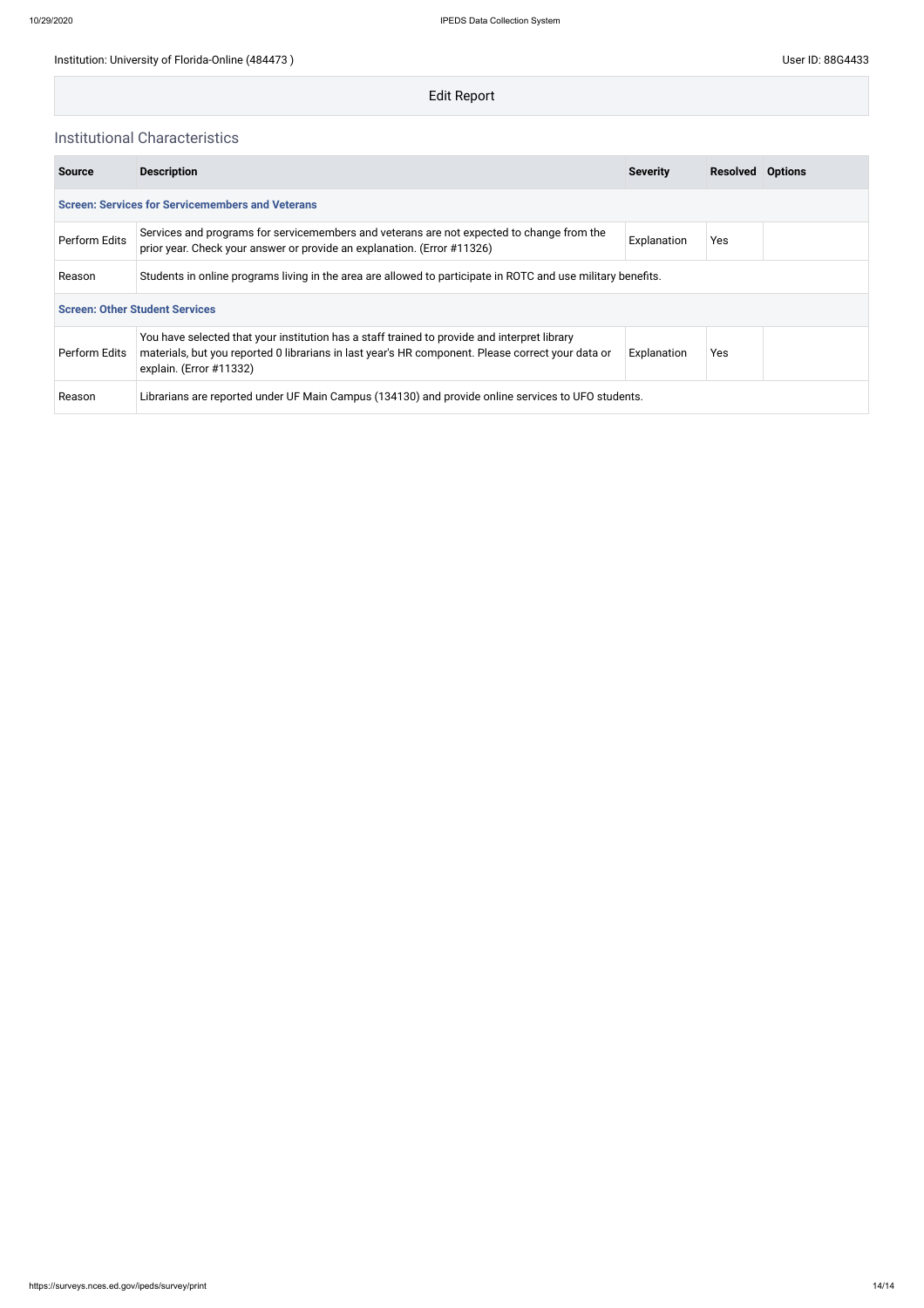Institution: University of Florida-Online (484473 )

User ID: 88G4433

Edit Report

## Institutional Characteristics

| Source | Description | Severity | Resolved | Options |
|---|---|---|---|---|
| **Screen: Services for Servicemembers and Veterans** | | | | |
| Perform Edits | Services and programs for servicemembers and veterans are not expected to change from the prior year. Check your answer or provide an explanation. (Error #11326) | Explanation | Yes | |
| Reason | Students in online programs living in the area are allowed to participate in ROTC and use military benefits. | | | |
| **Screen: Other Student Services** | | | | |
| Perform Edits | You have selected that your institution has a staff trained to provide and interpret library materials, but you reported 0 librarians in last year's HR component. Please correct your data or explain. (Error #11332) | Explanation | Yes | |
| Reason | Librarians are reported under UF Main Campus (134130) and provide online services to UFO students. | | | |